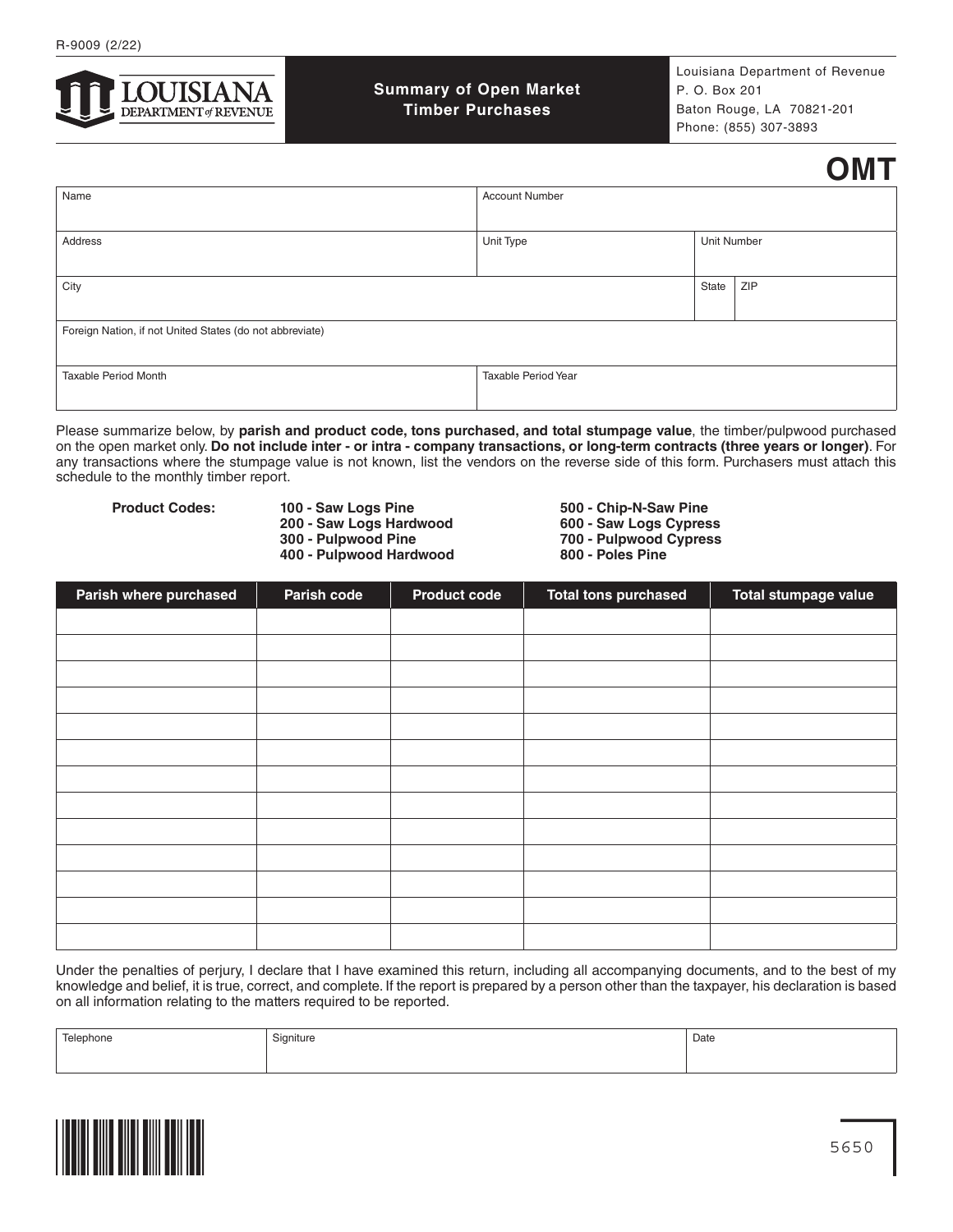R-9009 (2/22)

**LOUISIANA DEPARTMENT of REVENUE**

## Summary of Open Market Timber Purchases

Louisiana Department of Revenue
P. O. Box 201
Baton Rouge, LA 70821-201
Phone: (855) 307-3893

# OMT

| Name | Account Number | |
|---|---|---|
| Address | Unit Type | Unit Number |
| City | State | ZIP |
| Foreign Nation, if not United States (do not abbreviate) | | |
| Taxable Period Month | Taxable Period Year | |

Please summarize below, by **parish and product code, tons purchased, and total stumpage value**, the timber/pulpwood purchased on the open market only. **Do not include inter - or intra - company transactions, or long-term contracts (three years or longer)**. For any transactions where the stumpage value is not known, list the vendors on the reverse side of this form. Purchasers must attach this schedule to the monthly timber report.

**Product Codes:**

- **100 - Saw Logs Pine**
- **200 - Saw Logs Hardwood**
- **300 - Pulpwood Pine**
- **400 - Pulpwood Hardwood**
- **500 - Chip-N-Saw Pine**
- **600 - Saw Logs Cypress**
- **700 - Pulpwood Cypress**
- **800 - Poles Pine**

| Parish where purchased | Parish code | Product code | Total tons purchased | Total stumpage value |
|---|---|---|---|---|
| | | | | |
| | | | | |
| | | | | |
| | | | | |
| | | | | |
| | | | | |
| | | | | |
| | | | | |
| | | | | |
| | | | | |
| | | | | |
| | | | | |
| | | | | |

Under the penalties of perjury, I declare that I have examined this return, including all accompanying documents, and to the best of my knowledge and belief, it is true, correct, and complete. If the report is prepared by a person other than the taxpayer, his declaration is based on all information relating to the matters required to be reported.

| Telephone | Signiture | Date |
|---|---|---|
| | | |

5650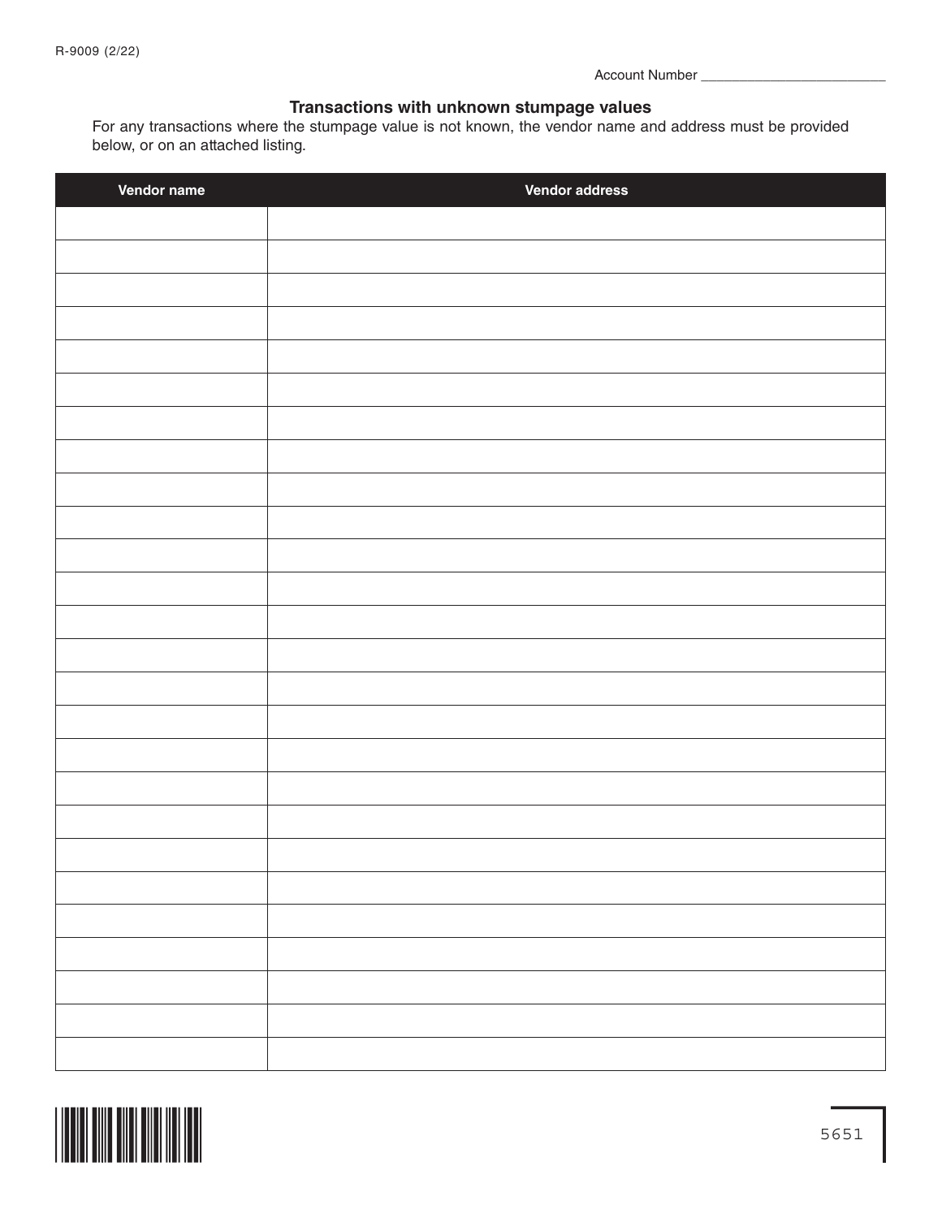R-9009 (2/22)

Account Number ________________________

## Transactions with unknown stumpage values

For any transactions where the stumpage value is not known, the vendor name and address must be provided below, or on an attached listing.

| Vendor name | Vendor address |
|---|---|
| | |
| | |
| | |
| | |
| | |
| | |
| | |
| | |
| | |
| | |
| | |
| | |
| | |
| | |
| | |
| | |
| | |
| | |
| | |
| | |
| | |
| | |
| | |
| | |
| | |
| | |

5651